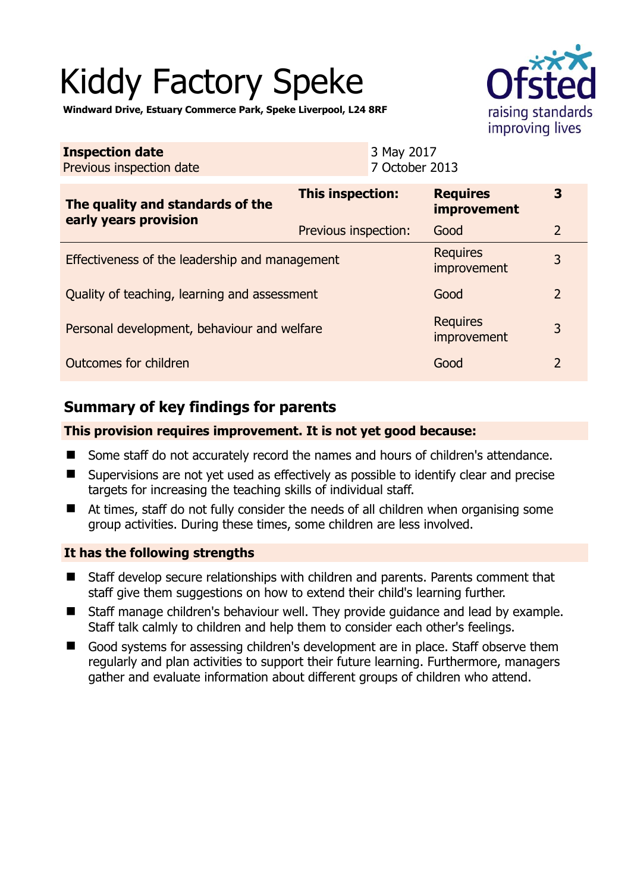# Kiddy Factory Speke

**Windward Drive, Estuary Commerce Park, Speke Liverpool, L24 8RF**

| **Inspection date** | 3 May 2017 |
|---|---|
| Previous inspection date | 7 October 2013 |

| **The quality and standards of the early years provision** | **This inspection:** | **Requires improvement** | **3** |
|---|---|---|---|
| | Previous inspection: | Good | 2 |
| Effectiveness of the leadership and management | | Requires improvement | 3 |
| Quality of teaching, learning and assessment | | Good | 2 |
| Personal development, behaviour and welfare | | Requires improvement | 3 |
| Outcomes for children | | Good | 2 |

## Summary of key findings for parents

**This provision requires improvement. It is not yet good because:**

- Some staff do not accurately record the names and hours of children's attendance.
- Supervisions are not yet used as effectively as possible to identify clear and precise targets for increasing the teaching skills of individual staff.
- At times, staff do not fully consider the needs of all children when organising some group activities. During these times, some children are less involved.

**It has the following strengths**

- Staff develop secure relationships with children and parents. Parents comment that staff give them suggestions on how to extend their child's learning further.
- Staff manage children's behaviour well. They provide guidance and lead by example. Staff talk calmly to children and help them to consider each other's feelings.
- Good systems for assessing children's development are in place. Staff observe them regularly and plan activities to support their future learning. Furthermore, managers gather and evaluate information about different groups of children who attend.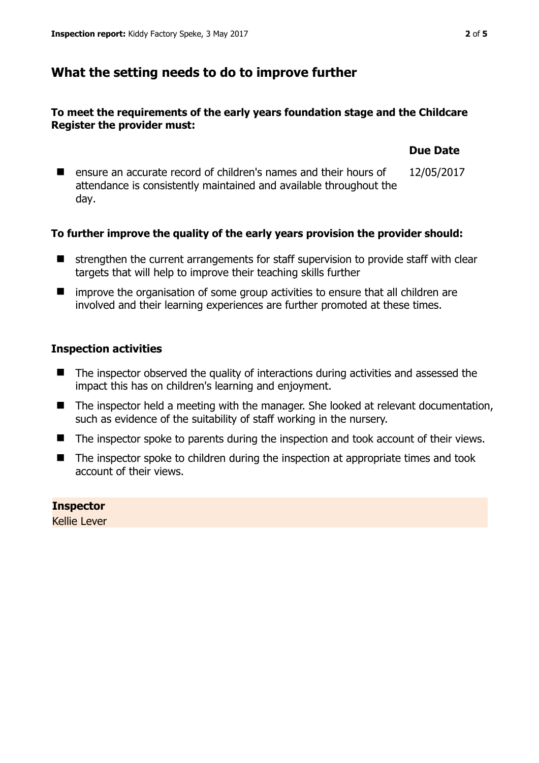## What the setting needs to do to improve further

**To meet the requirements of the early years foundation stage and the Childcare Register the provider must:**

| | Due Date |
|---|---|
| ■ ensure an accurate record of children's names and their hours of attendance is consistently maintained and available throughout the day. | 12/05/2017 |

**To further improve the quality of the early years provision the provider should:**

- strengthen the current arrangements for staff supervision to provide staff with clear targets that will help to improve their teaching skills further
- improve the organisation of some group activities to ensure that all children are involved and their learning experiences are further promoted at these times.

### Inspection activities

- The inspector observed the quality of interactions during activities and assessed the impact this has on children's learning and enjoyment.
- The inspector held a meeting with the manager. She looked at relevant documentation, such as evidence of the suitability of staff working in the nursery.
- The inspector spoke to parents during the inspection and took account of their views.
- The inspector spoke to children during the inspection at appropriate times and took account of their views.

**Inspector**
Kellie Lever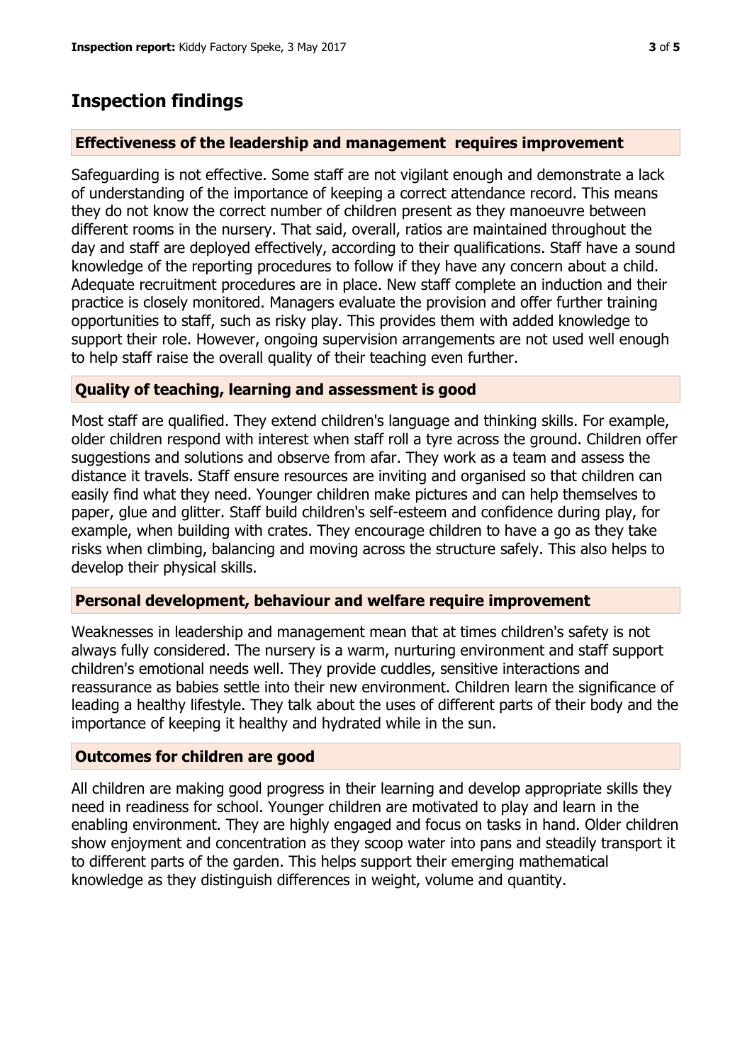## Inspection findings

### Effectiveness of the leadership and management requires improvement

Safeguarding is not effective. Some staff are not vigilant enough and demonstrate a lack of understanding of the importance of keeping a correct attendance record. This means they do not know the correct number of children present as they manoeuvre between different rooms in the nursery. That said, overall, ratios are maintained throughout the day and staff are deployed effectively, according to their qualifications. Staff have a sound knowledge of the reporting procedures to follow if they have any concern about a child. Adequate recruitment procedures are in place. New staff complete an induction and their practice is closely monitored. Managers evaluate the provision and offer further training opportunities to staff, such as risky play. This provides them with added knowledge to support their role. However, ongoing supervision arrangements are not used well enough to help staff raise the overall quality of their teaching even further.

### Quality of teaching, learning and assessment is good

Most staff are qualified. They extend children's language and thinking skills. For example, older children respond with interest when staff roll a tyre across the ground. Children offer suggestions and solutions and observe from afar. They work as a team and assess the distance it travels. Staff ensure resources are inviting and organised so that children can easily find what they need. Younger children make pictures and can help themselves to paper, glue and glitter. Staff build children's self-esteem and confidence during play, for example, when building with crates. They encourage children to have a go as they take risks when climbing, balancing and moving across the structure safely. This also helps to develop their physical skills.

### Personal development, behaviour and welfare require improvement

Weaknesses in leadership and management mean that at times children's safety is not always fully considered. The nursery is a warm, nurturing environment and staff support children's emotional needs well. They provide cuddles, sensitive interactions and reassurance as babies settle into their new environment. Children learn the significance of leading a healthy lifestyle. They talk about the uses of different parts of their body and the importance of keeping it healthy and hydrated while in the sun.

### Outcomes for children are good

All children are making good progress in their learning and develop appropriate skills they need in readiness for school. Younger children are motivated to play and learn in the enabling environment. They are highly engaged and focus on tasks in hand. Older children show enjoyment and concentration as they scoop water into pans and steadily transport it to different parts of the garden. This helps support their emerging mathematical knowledge as they distinguish differences in weight, volume and quantity.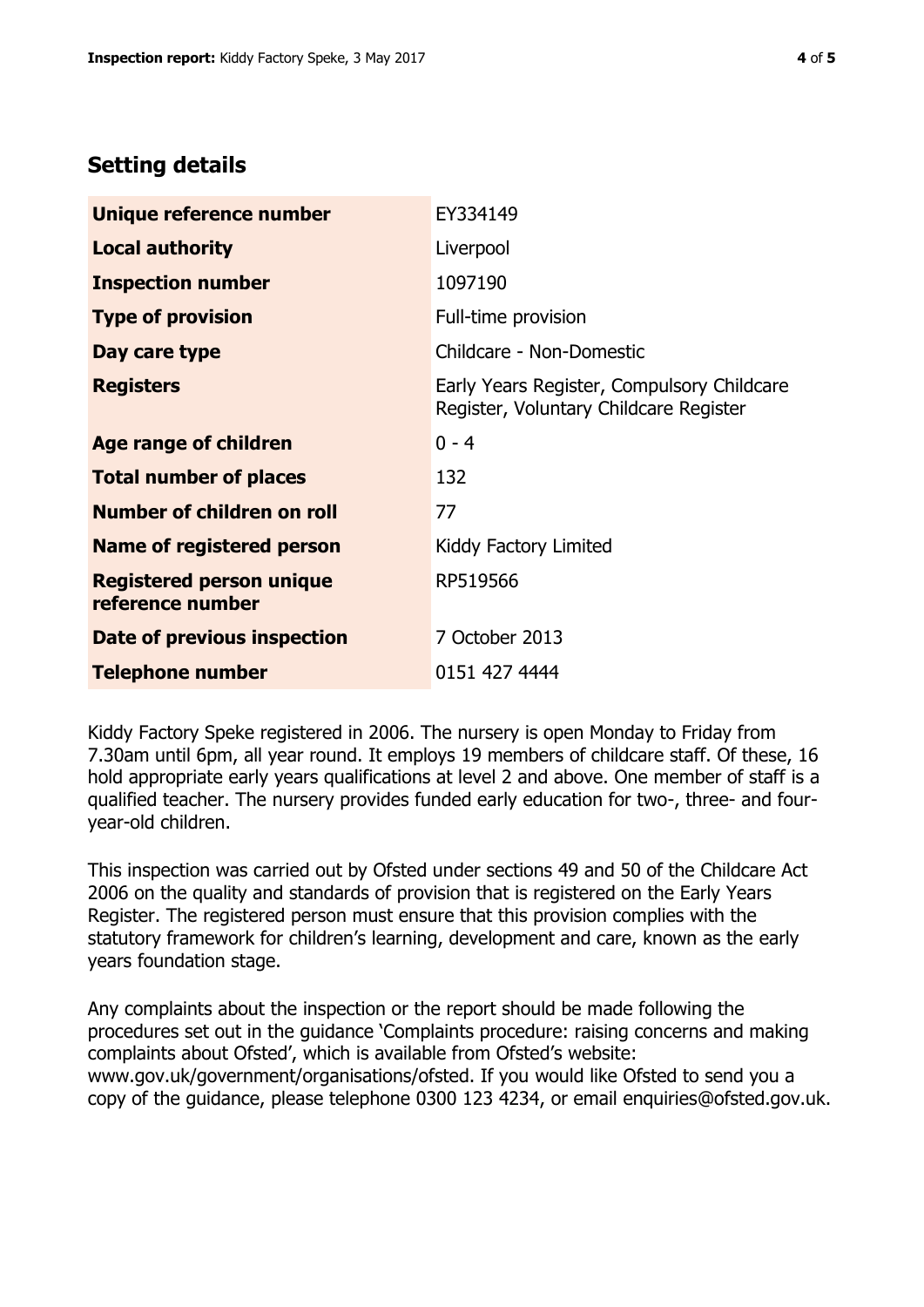## Setting details

| | |
|---|---|
| **Unique reference number** | EY334149 |
| **Local authority** | Liverpool |
| **Inspection number** | 1097190 |
| **Type of provision** | Full-time provision |
| **Day care type** | Childcare - Non-Domestic |
| **Registers** | Early Years Register, Compulsory Childcare Register, Voluntary Childcare Register |
| **Age range of children** | 0 - 4 |
| **Total number of places** | 132 |
| **Number of children on roll** | 77 |
| **Name of registered person** | Kiddy Factory Limited |
| **Registered person unique reference number** | RP519566 |
| **Date of previous inspection** | 7 October 2013 |
| **Telephone number** | 0151 427 4444 |

Kiddy Factory Speke registered in 2006. The nursery is open Monday to Friday from 7.30am until 6pm, all year round. It employs 19 members of childcare staff. Of these, 16 hold appropriate early years qualifications at level 2 and above. One member of staff is a qualified teacher. The nursery provides funded early education for two-, three- and four-year-old children.

This inspection was carried out by Ofsted under sections 49 and 50 of the Childcare Act 2006 on the quality and standards of provision that is registered on the Early Years Register. The registered person must ensure that this provision complies with the statutory framework for children's learning, development and care, known as the early years foundation stage.

Any complaints about the inspection or the report should be made following the procedures set out in the guidance 'Complaints procedure: raising concerns and making complaints about Ofsted', which is available from Ofsted's website: www.gov.uk/government/organisations/ofsted. If you would like Ofsted to send you a copy of the guidance, please telephone 0300 123 4234, or email enquiries@ofsted.gov.uk.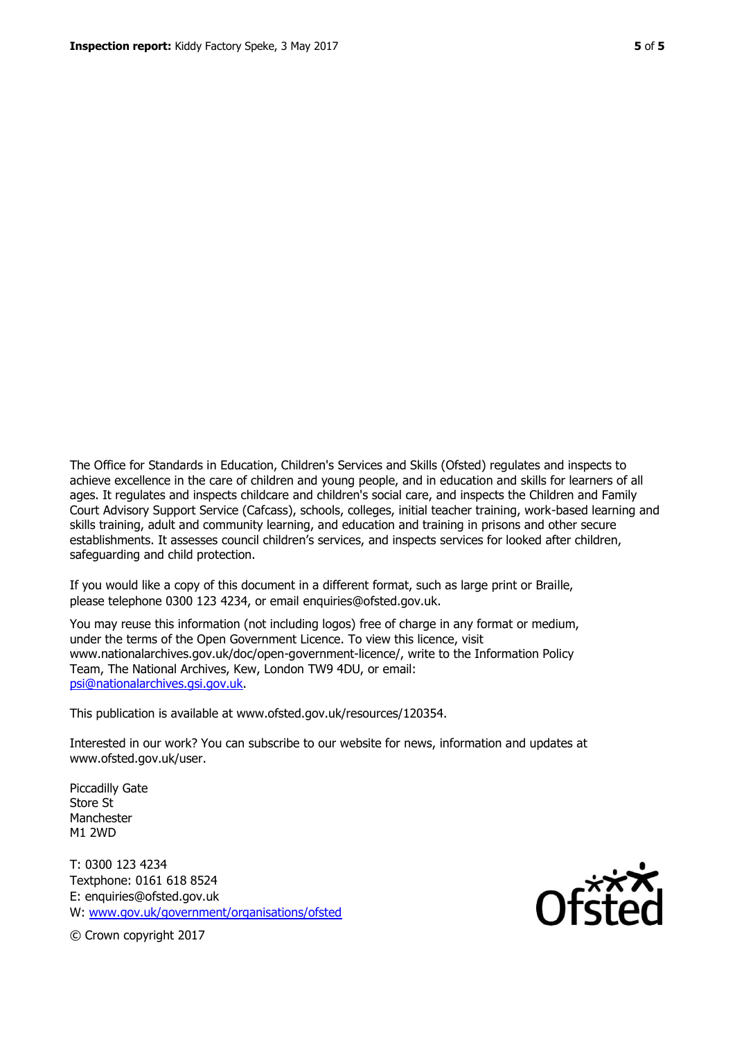The Office for Standards in Education, Children's Services and Skills (Ofsted) regulates and inspects to achieve excellence in the care of children and young people, and in education and skills for learners of all ages. It regulates and inspects childcare and children's social care, and inspects the Children and Family Court Advisory Support Service (Cafcass), schools, colleges, initial teacher training, work-based learning and skills training, adult and community learning, and education and training in prisons and other secure establishments. It assesses council children's services, and inspects services for looked after children, safeguarding and child protection.

If you would like a copy of this document in a different format, such as large print or Braille, please telephone 0300 123 4234, or email enquiries@ofsted.gov.uk.

You may reuse this information (not including logos) free of charge in any format or medium, under the terms of the Open Government Licence. To view this licence, visit www.nationalarchives.gov.uk/doc/open-government-licence/, write to the Information Policy Team, The National Archives, Kew, London TW9 4DU, or email: psi@nationalarchives.gsi.gov.uk.

This publication is available at www.ofsted.gov.uk/resources/120354.

Interested in our work? You can subscribe to our website for news, information and updates at www.ofsted.gov.uk/user.

Piccadilly Gate
Store St
Manchester
M1 2WD

T: 0300 123 4234
Textphone: 0161 618 8524
E: enquiries@ofsted.gov.uk
W: www.gov.uk/government/organisations/ofsted

© Crown copyright 2017